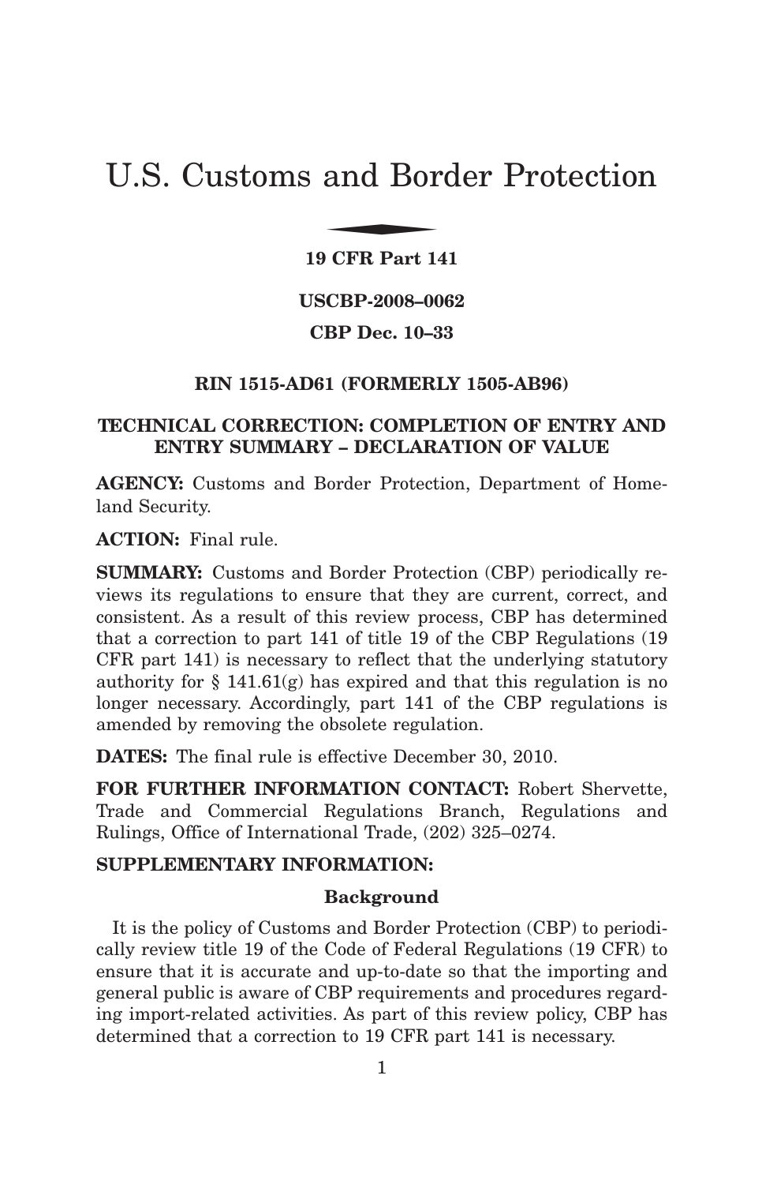# U.S. Customs and Border Protection

**19 CFR Part 141**

**USCBP-2008–0062**

**CBP Dec. 10–33**

**RIN 1515-AD61 (FORMERLY 1505-AB96)**

## TECHNICAL CORRECTION: COMPLETION OF ENTRY AND ENTRY SUMMARY – DECLARATION OF VALUE

**AGENCY:** Customs and Border Protection, Department of Homeland Security.

**ACTION:** Final rule.

**SUMMARY:** Customs and Border Protection (CBP) periodically reviews its regulations to ensure that they are current, correct, and consistent. As a result of this review process, CBP has determined that a correction to part 141 of title 19 of the CBP Regulations (19 CFR part 141) is necessary to reflect that the underlying statutory authority for § 141.61(g) has expired and that this regulation is no longer necessary. Accordingly, part 141 of the CBP regulations is amended by removing the obsolete regulation.

**DATES:** The final rule is effective December 30, 2010.

**FOR FURTHER INFORMATION CONTACT:** Robert Shervette, Trade and Commercial Regulations Branch, Regulations and Rulings, Office of International Trade, (202) 325–0274.

**SUPPLEMENTARY INFORMATION:**

### Background

It is the policy of Customs and Border Protection (CBP) to periodically review title 19 of the Code of Federal Regulations (19 CFR) to ensure that it is accurate and up-to-date so that the importing and general public is aware of CBP requirements and procedures regarding import-related activities. As part of this review policy, CBP has determined that a correction to 19 CFR part 141 is necessary.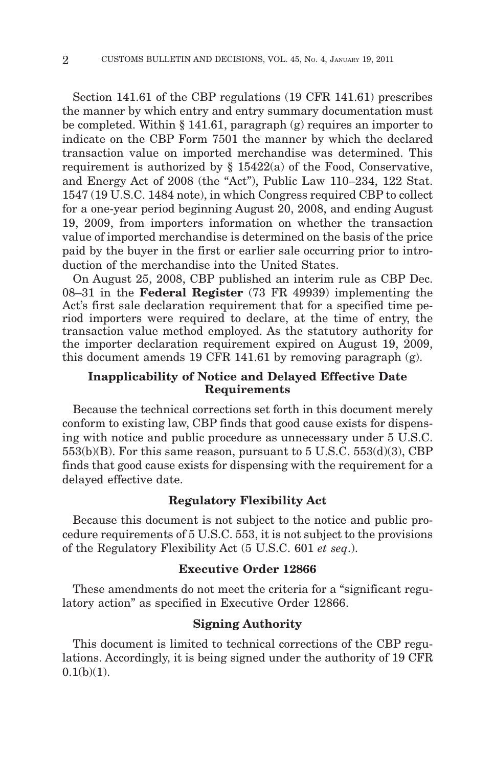Section 141.61 of the CBP regulations (19 CFR 141.61) prescribes the manner by which entry and entry summary documentation must be completed. Within § 141.61, paragraph (g) requires an importer to indicate on the CBP Form 7501 the manner by which the declared transaction value on imported merchandise was determined. This requirement is authorized by § 15422(a) of the Food, Conservative, and Energy Act of 2008 (the "Act"), Public Law 110–234, 122 Stat. 1547 (19 U.S.C. 1484 note), in which Congress required CBP to collect for a one-year period beginning August 20, 2008, and ending August 19, 2009, from importers information on whether the transaction value of imported merchandise is determined on the basis of the price paid by the buyer in the first or earlier sale occurring prior to introduction of the merchandise into the United States.

On August 25, 2008, CBP published an interim rule as CBP Dec. 08–31 in the **Federal Register** (73 FR 49939) implementing the Act's first sale declaration requirement that for a specified time period importers were required to declare, at the time of entry, the transaction value method employed. As the statutory authority for the importer declaration requirement expired on August 19, 2009, this document amends 19 CFR 141.61 by removing paragraph (g).

## Inapplicability of Notice and Delayed Effective Date Requirements

Because the technical corrections set forth in this document merely conform to existing law, CBP finds that good cause exists for dispensing with notice and public procedure as unnecessary under 5 U.S.C. 553(b)(B). For this same reason, pursuant to 5 U.S.C. 553(d)(3), CBP finds that good cause exists for dispensing with the requirement for a delayed effective date.

## Regulatory Flexibility Act

Because this document is not subject to the notice and public procedure requirements of 5 U.S.C. 553, it is not subject to the provisions of the Regulatory Flexibility Act (5 U.S.C. 601 *et seq*.).

## Executive Order 12866

These amendments do not meet the criteria for a "significant regulatory action" as specified in Executive Order 12866.

## Signing Authority

This document is limited to technical corrections of the CBP regulations. Accordingly, it is being signed under the authority of 19 CFR 0.1(b)(1).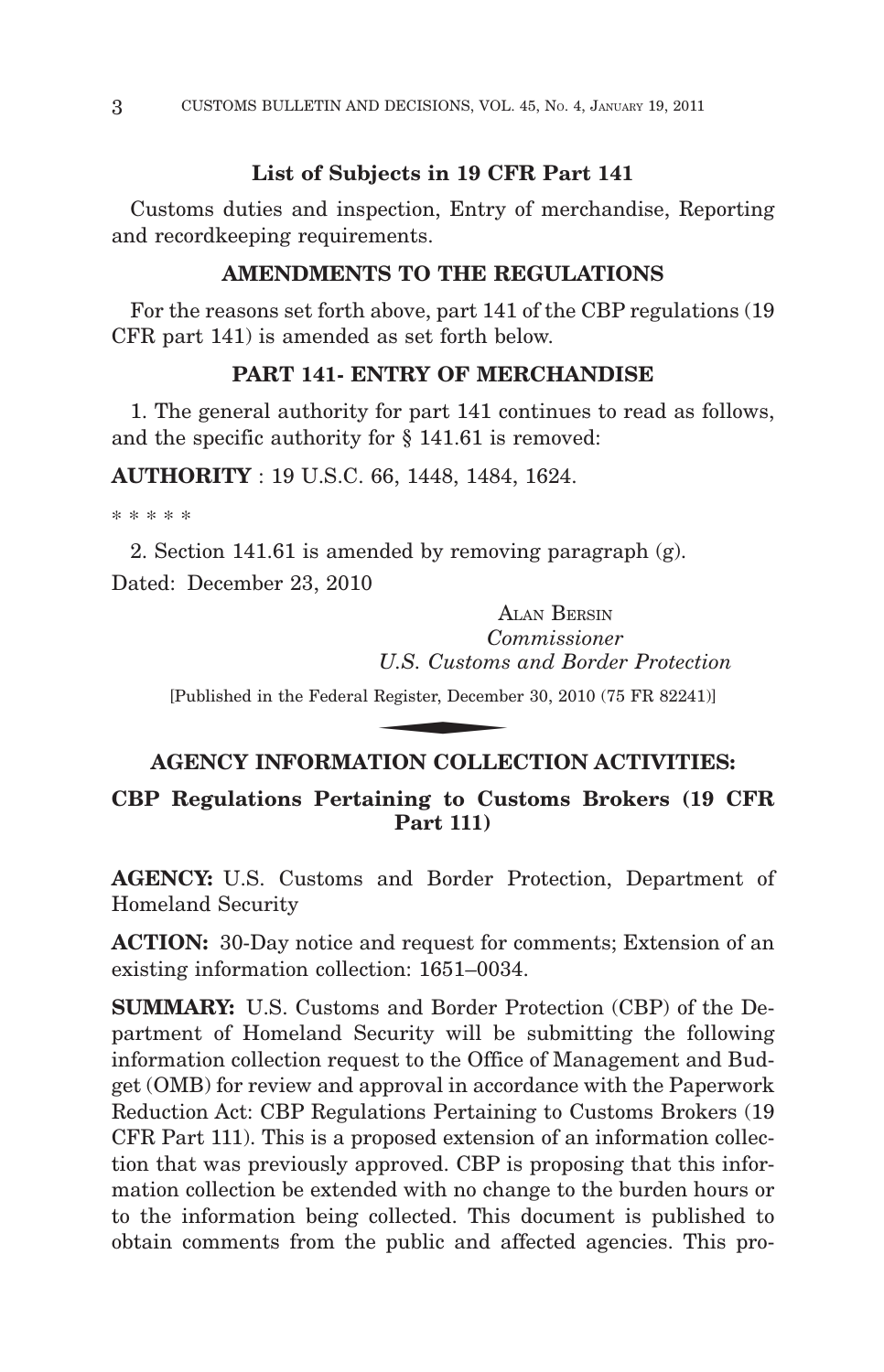### List of Subjects in 19 CFR Part 141

Customs duties and inspection, Entry of merchandise, Reporting and recordkeeping requirements.

### AMENDMENTS TO THE REGULATIONS

For the reasons set forth above, part 141 of the CBP regulations (19 CFR part 141) is amended as set forth below.

### PART 141- ENTRY OF MERCHANDISE

1. The general authority for part 141 continues to read as follows, and the specific authority for § 141.61 is removed:

**AUTHORITY** : 19 U.S.C. 66, 1448, 1484, 1624.

* * * * *

2. Section 141.61 is amended by removing paragraph (g).

Dated: December 23, 2010

ALAN BERSIN
*Commissioner*
*U.S. Customs and Border Protection*

[Published in the Federal Register, December 30, 2010 (75 FR 82241)]

## AGENCY INFORMATION COLLECTION ACTIVITIES:

### CBP Regulations Pertaining to Customs Brokers (19 CFR Part 111)

**AGENCY:** U.S. Customs and Border Protection, Department of Homeland Security

**ACTION:** 30-Day notice and request for comments; Extension of an existing information collection: 1651–0034.

**SUMMARY:** U.S. Customs and Border Protection (CBP) of the Department of Homeland Security will be submitting the following information collection request to the Office of Management and Budget (OMB) for review and approval in accordance with the Paperwork Reduction Act: CBP Regulations Pertaining to Customs Brokers (19 CFR Part 111). This is a proposed extension of an information collection that was previously approved. CBP is proposing that this information collection be extended with no change to the burden hours or to the information being collected. This document is published to obtain comments from the public and affected agencies. This pro-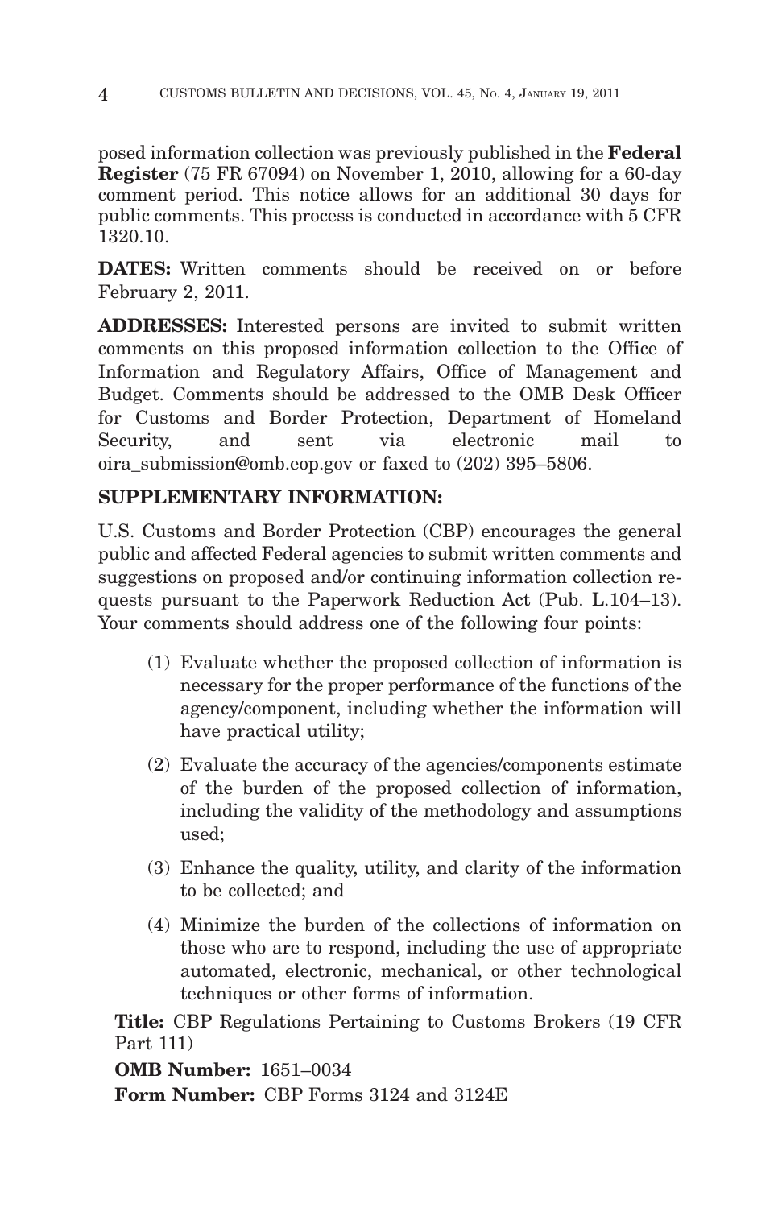posed information collection was previously published in the **Federal Register** (75 FR 67094) on November 1, 2010, allowing for a 60-day comment period. This notice allows for an additional 30 days for public comments. This process is conducted in accordance with 5 CFR 1320.10.

**DATES:** Written comments should be received on or before February 2, 2011.

**ADDRESSES:** Interested persons are invited to submit written comments on this proposed information collection to the Office of Information and Regulatory Affairs, Office of Management and Budget. Comments should be addressed to the OMB Desk Officer for Customs and Border Protection, Department of Homeland Security, and sent via electronic mail to oira_submission@omb.eop.gov or faxed to (202) 395–5806.

**SUPPLEMENTARY INFORMATION:**

U.S. Customs and Border Protection (CBP) encourages the general public and affected Federal agencies to submit written comments and suggestions on proposed and/or continuing information collection requests pursuant to the Paperwork Reduction Act (Pub. L.104–13). Your comments should address one of the following four points:

(1) Evaluate whether the proposed collection of information is necessary for the proper performance of the functions of the agency/component, including whether the information will have practical utility;

(2) Evaluate the accuracy of the agencies/components estimate of the burden of the proposed collection of information, including the validity of the methodology and assumptions used;

(3) Enhance the quality, utility, and clarity of the information to be collected; and

(4) Minimize the burden of the collections of information on those who are to respond, including the use of appropriate automated, electronic, mechanical, or other technological techniques or other forms of information.

**Title:** CBP Regulations Pertaining to Customs Brokers (19 CFR Part 111)

**OMB Number:** 1651–0034

**Form Number:** CBP Forms 3124 and 3124E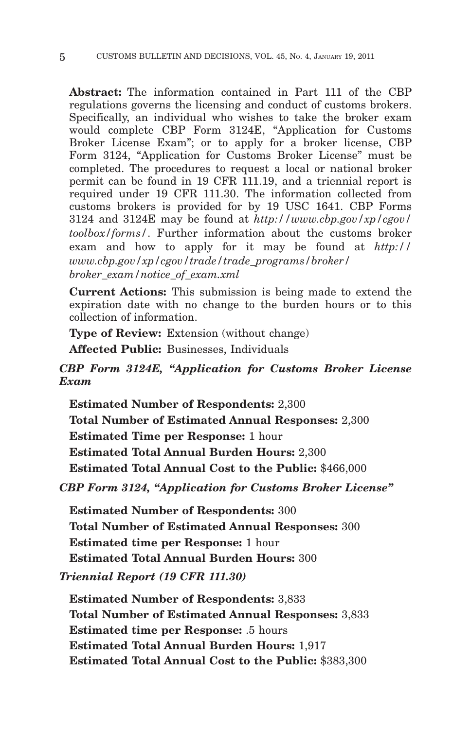**Abstract:** The information contained in Part 111 of the CBP regulations governs the licensing and conduct of customs brokers. Specifically, an individual who wishes to take the broker exam would complete CBP Form 3124E, "Application for Customs Broker License Exam"; or to apply for a broker license, CBP Form 3124, "Application for Customs Broker License" must be completed. The procedures to request a local or national broker permit can be found in 19 CFR 111.19, and a triennial report is required under 19 CFR 111.30. The information collected from customs brokers is provided for by 19 USC 1641. CBP Forms 3124 and 3124E may be found at *http://www.cbp.gov/xp/cgov/toolbox/forms/*. Further information about the customs broker exam and how to apply for it may be found at *http://www.cbp.gov/xp/cgov/trade/trade_programs/broker/broker_exam/notice_of_exam.xml*

**Current Actions:** This submission is being made to extend the expiration date with no change to the burden hours or to this collection of information.

**Type of Review:** Extension (without change)

**Affected Public:** Businesses, Individuals

***CBP Form 3124E, "Application for Customs Broker License Exam***

**Estimated Number of Respondents:** 2,300

**Total Number of Estimated Annual Responses:** 2,300

**Estimated Time per Response:** 1 hour

**Estimated Total Annual Burden Hours:** 2,300

**Estimated Total Annual Cost to the Public:** $466,000

***CBP Form 3124, "Application for Customs Broker License"***

**Estimated Number of Respondents:** 300

**Total Number of Estimated Annual Responses:** 300

**Estimated time per Response:** 1 hour

**Estimated Total Annual Burden Hours:** 300

***Triennial Report (19 CFR 111.30)***

**Estimated Number of Respondents:** 3,833

**Total Number of Estimated Annual Responses:** 3,833

**Estimated time per Response:** .5 hours

**Estimated Total Annual Burden Hours:** 1,917

**Estimated Total Annual Cost to the Public:** $383,300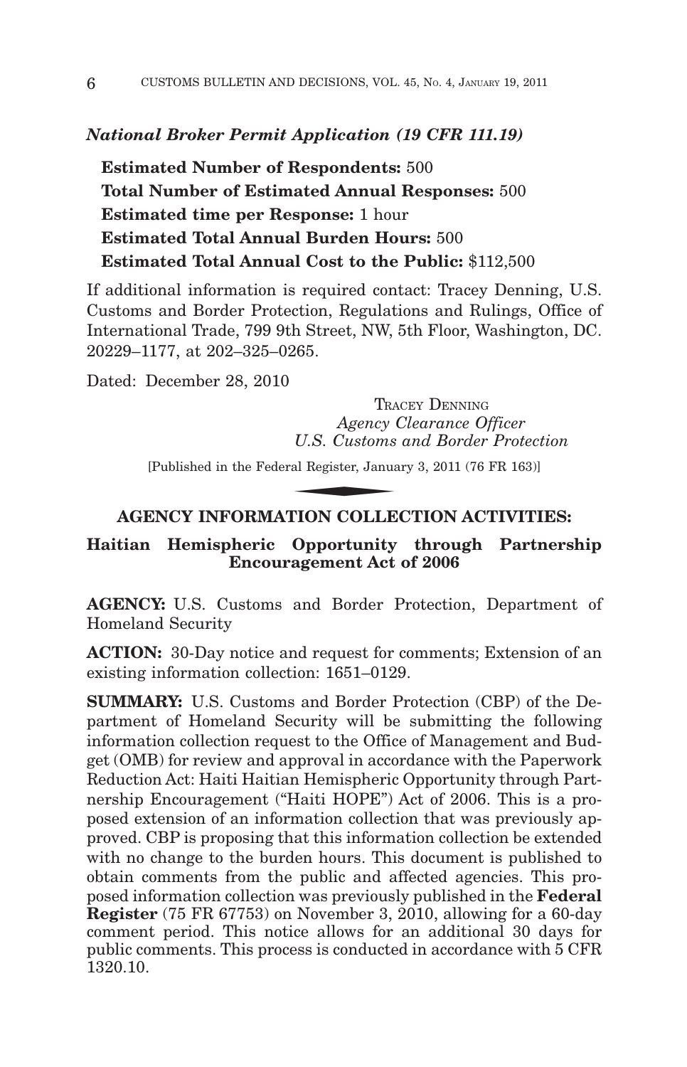*National Broker Permit Application (19 CFR 111.19)*

**Estimated Number of Respondents:** 500

**Total Number of Estimated Annual Responses:** 500

**Estimated time per Response:** 1 hour

**Estimated Total Annual Burden Hours:** 500

**Estimated Total Annual Cost to the Public:** $112,500

If additional information is required contact: Tracey Denning, U.S. Customs and Border Protection, Regulations and Rulings, Office of International Trade, 799 9th Street, NW, 5th Floor, Washington, DC. 20229–1177, at 202–325–0265.

Dated: December 28, 2010

TRACEY DENNING
*Agency Clearance Officer*
*U.S. Customs and Border Protection*

[Published in the Federal Register, January 3, 2011 (76 FR 163)]

## AGENCY INFORMATION COLLECTION ACTIVITIES:

### Haitian Hemispheric Opportunity through Partnership Encouragement Act of 2006

**AGENCY:** U.S. Customs and Border Protection, Department of Homeland Security

**ACTION:** 30-Day notice and request for comments; Extension of an existing information collection: 1651–0129.

**SUMMARY:** U.S. Customs and Border Protection (CBP) of the Department of Homeland Security will be submitting the following information collection request to the Office of Management and Budget (OMB) for review and approval in accordance with the Paperwork Reduction Act: Haiti Haitian Hemispheric Opportunity through Partnership Encouragement ("Haiti HOPE") Act of 2006. This is a proposed extension of an information collection that was previously approved. CBP is proposing that this information collection be extended with no change to the burden hours. This document is published to obtain comments from the public and affected agencies. This proposed information collection was previously published in the **Federal Register** (75 FR 67753) on November 3, 2010, allowing for a 60-day comment period. This notice allows for an additional 30 days for public comments. This process is conducted in accordance with 5 CFR 1320.10.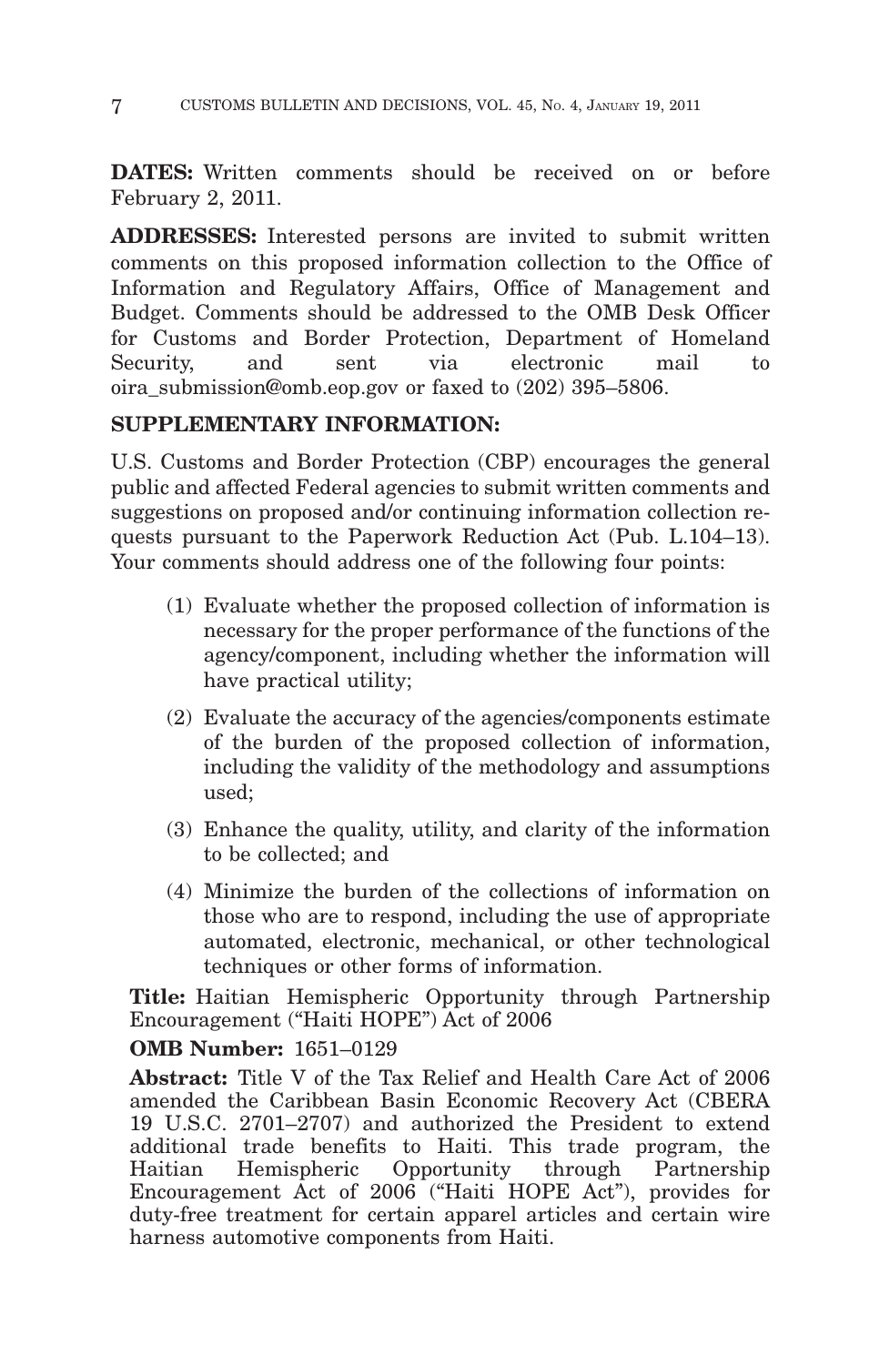**DATES:** Written comments should be received on or before February 2, 2011.

**ADDRESSES:** Interested persons are invited to submit written comments on this proposed information collection to the Office of Information and Regulatory Affairs, Office of Management and Budget. Comments should be addressed to the OMB Desk Officer for Customs and Border Protection, Department of Homeland Security, and sent via electronic mail to oira_submission@omb.eop.gov or faxed to (202) 395–5806.

**SUPPLEMENTARY INFORMATION:**

U.S. Customs and Border Protection (CBP) encourages the general public and affected Federal agencies to submit written comments and suggestions on proposed and/or continuing information collection requests pursuant to the Paperwork Reduction Act (Pub. L.104–13). Your comments should address one of the following four points:

(1) Evaluate whether the proposed collection of information is necessary for the proper performance of the functions of the agency/component, including whether the information will have practical utility;

(2) Evaluate the accuracy of the agencies/components estimate of the burden of the proposed collection of information, including the validity of the methodology and assumptions used;

(3) Enhance the quality, utility, and clarity of the information to be collected; and

(4) Minimize the burden of the collections of information on those who are to respond, including the use of appropriate automated, electronic, mechanical, or other technological techniques or other forms of information.

**Title:** Haitian Hemispheric Opportunity through Partnership Encouragement ("Haiti HOPE") Act of 2006

**OMB Number:** 1651–0129

**Abstract:** Title V of the Tax Relief and Health Care Act of 2006 amended the Caribbean Basin Economic Recovery Act (CBERA 19 U.S.C. 2701–2707) and authorized the President to extend additional trade benefits to Haiti. This trade program, the Haitian Hemispheric Opportunity through Partnership Encouragement Act of 2006 ("Haiti HOPE Act"), provides for duty-free treatment for certain apparel articles and certain wire harness automotive components from Haiti.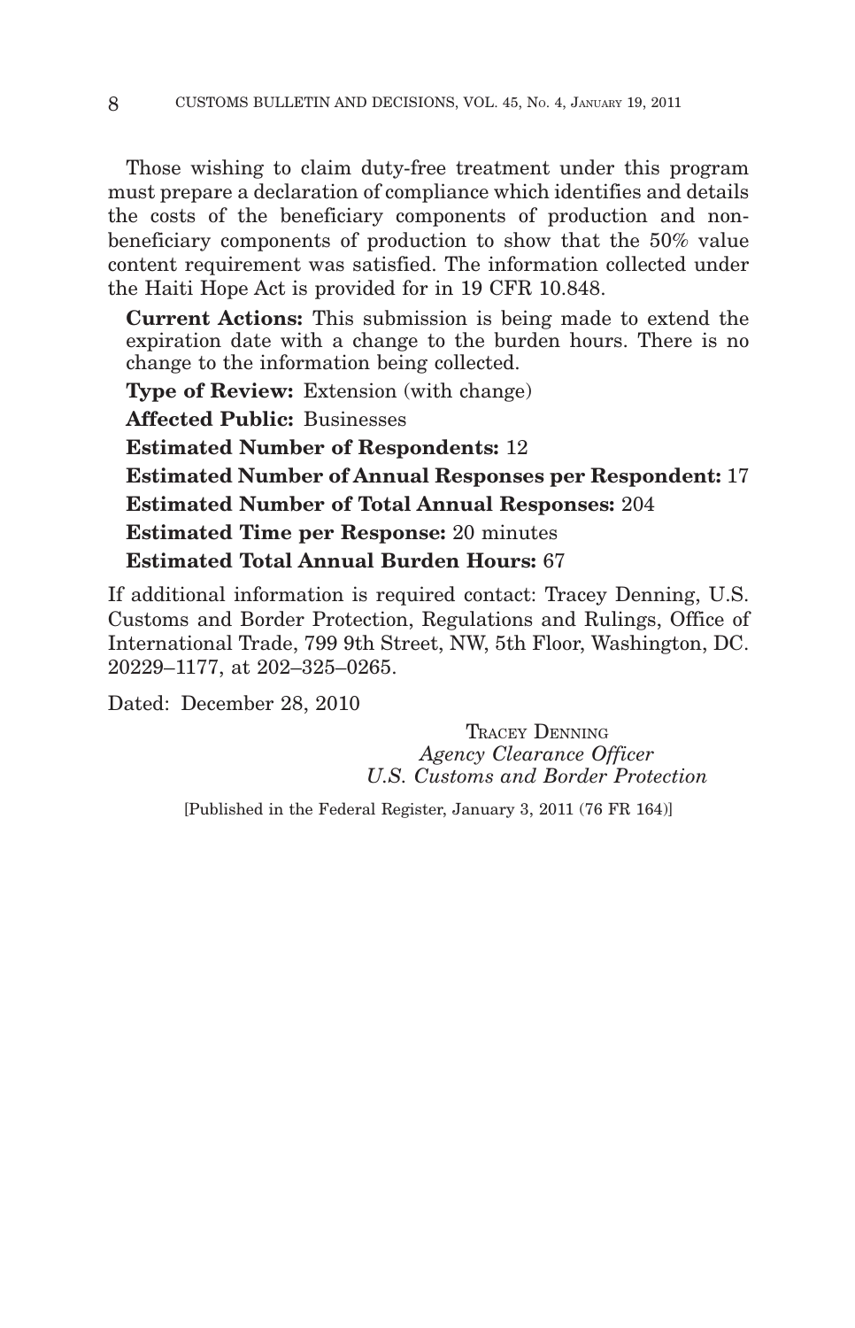Those wishing to claim duty-free treatment under this program must prepare a declaration of compliance which identifies and details the costs of the beneficiary components of production and non-beneficiary components of production to show that the 50% value content requirement was satisfied. The information collected under the Haiti Hope Act is provided for in 19 CFR 10.848.

**Current Actions:** This submission is being made to extend the expiration date with a change to the burden hours. There is no change to the information being collected.

**Type of Review:** Extension (with change)

**Affected Public:** Businesses

**Estimated Number of Respondents:** 12

**Estimated Number of Annual Responses per Respondent:** 17

**Estimated Number of Total Annual Responses:** 204

**Estimated Time per Response:** 20 minutes

**Estimated Total Annual Burden Hours:** 67

If additional information is required contact: Tracey Denning, U.S. Customs and Border Protection, Regulations and Rulings, Office of International Trade, 799 9th Street, NW, 5th Floor, Washington, DC. 20229–1177, at 202–325–0265.

Dated: December 28, 2010

TRACEY DENNING
*Agency Clearance Officer*
*U.S. Customs and Border Protection*

[Published in the Federal Register, January 3, 2011 (76 FR 164)]